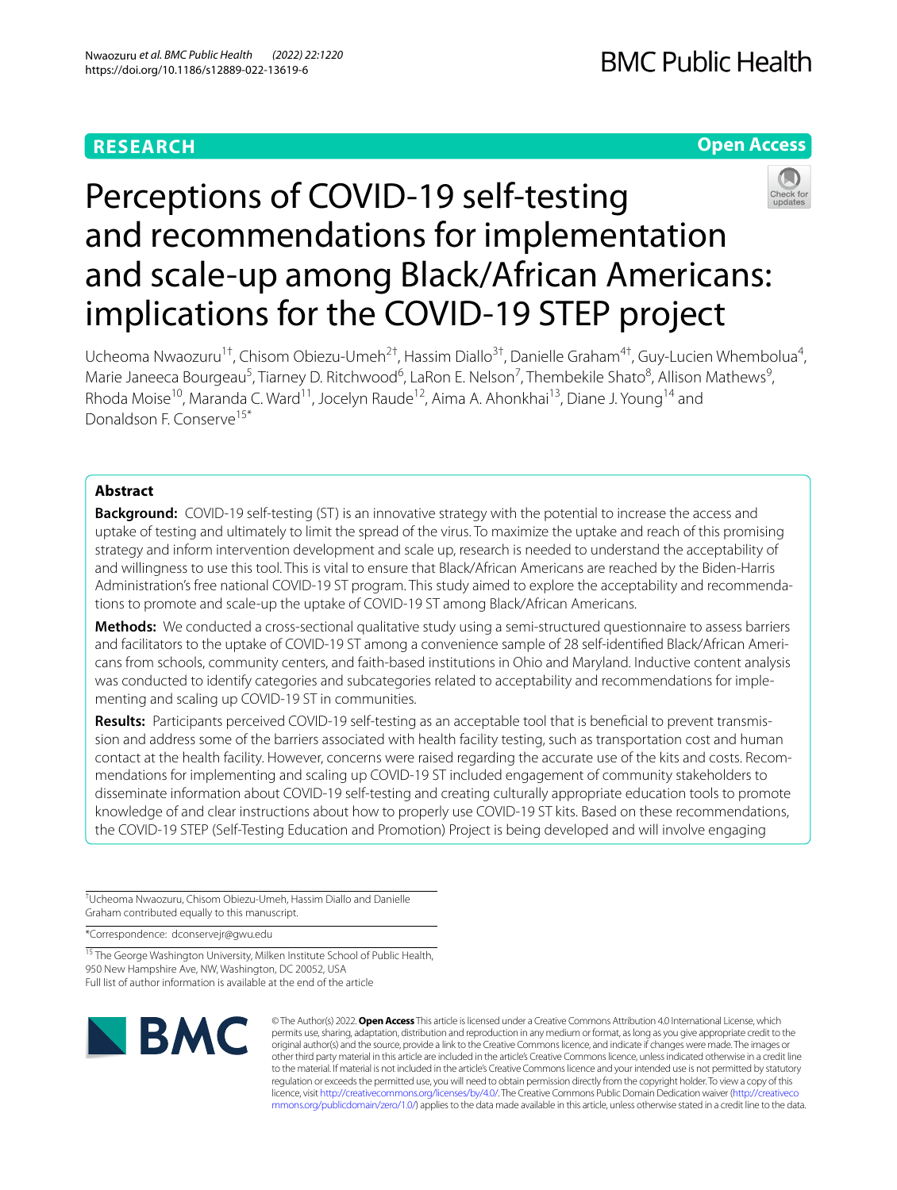**RESEARCH** | **Open Access**

# Perceptions of COVID-19 self-testing and recommendations for implementation and scale-up among Black/African Americans: implications for the COVID-19 STEP project

Ucheoma Nwaozuru[1†], Chisom Obiezu-Umeh[2†], Hassim Diallo[3†], Danielle Graham[4†], Guy-Lucien Whembolua[4], Marie Janeeca Bourgeau[5], Tiarney D. Ritchwood[6], LaRon E. Nelson[7], Thembekile Shato[8], Allison Mathews[9], Rhoda Moise[10], Maranda C. Ward[11], Jocelyn Raude[12], Aima A. Ahonkhai[13], Diane J. Young[14] and Donaldson F. Conserve[15*]

## Abstract

**Background:** COVID-19 self-testing (ST) is an innovative strategy with the potential to increase the access and uptake of testing and ultimately to limit the spread of the virus. To maximize the uptake and reach of this promising strategy and inform intervention development and scale up, research is needed to understand the acceptability of and willingness to use this tool. This is vital to ensure that Black/African Americans are reached by the Biden-Harris Administration's free national COVID-19 ST program. This study aimed to explore the acceptability and recommendations to promote and scale-up the uptake of COVID-19 ST among Black/African Americans.

**Methods:** We conducted a cross-sectional qualitative study using a semi-structured questionnaire to assess barriers and facilitators to the uptake of COVID-19 ST among a convenience sample of 28 self-identified Black/African Americans from schools, community centers, and faith-based institutions in Ohio and Maryland. Inductive content analysis was conducted to identify categories and subcategories related to acceptability and recommendations for implementing and scaling up COVID-19 ST in communities.

**Results:** Participants perceived COVID-19 self-testing as an acceptable tool that is beneficial to prevent transmission and address some of the barriers associated with health facility testing, such as transportation cost and human contact at the health facility. However, concerns were raised regarding the accurate use of the kits and costs. Recommendations for implementing and scaling up COVID-19 ST included engagement of community stakeholders to disseminate information about COVID-19 self-testing and creating culturally appropriate education tools to promote knowledge of and clear instructions about how to properly use COVID-19 ST kits. Based on these recommendations, the COVID-19 STEP (Self-Testing Education and Promotion) Project is being developed and will involve engaging

†Ucheoma Nwaozuru, Chisom Obiezu-Umeh, Hassim Diallo and Danielle Graham contributed equally to this manuscript.

*Correspondence: dconservejr@gwu.edu

[15] The George Washington University, Milken Institute School of Public Health, 950 New Hampshire Ave, NW, Washington, DC 20052, USA

Full list of author information is available at the end of the article

© The Author(s) 2022. **Open Access** This article is licensed under a Creative Commons Attribution 4.0 International License, which permits use, sharing, adaptation, distribution and reproduction in any medium or format, as long as you give appropriate credit to the original author(s) and the source, provide a link to the Creative Commons licence, and indicate if changes were made. The images or other third party material in this article are included in the article's Creative Commons licence, unless indicated otherwise in a credit line to the material. If material is not included in the article's Creative Commons licence and your intended use is not permitted by statutory regulation or exceeds the permitted use, you will need to obtain permission directly from the copyright holder. To view a copy of this licence, visit http://creativecommons.org/licenses/by/4.0/. The Creative Commons Public Domain Dedication waiver (http://creativecommons.org/publicdomain/zero/1.0/) applies to the data made available in this article, unless otherwise stated in a credit line to the data.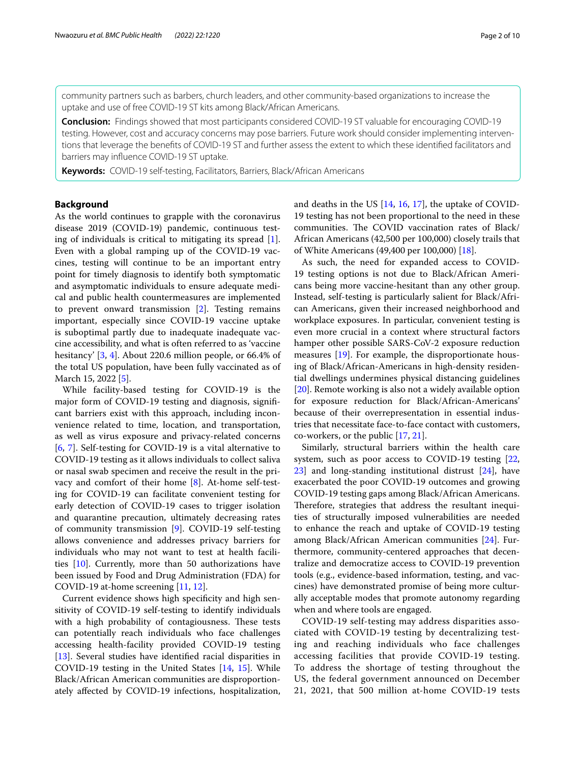community partners such as barbers, church leaders, and other community-based organizations to increase the uptake and use of free COVID-19 ST kits among Black/African Americans.

**Conclusion:** Findings showed that most participants considered COVID-19 ST valuable for encouraging COVID-19 testing. However, cost and accuracy concerns may pose barriers. Future work should consider implementing interventions that leverage the benefits of COVID-19 ST and further assess the extent to which these identified facilitators and barriers may influence COVID-19 ST uptake.

**Keywords:** COVID-19 self-testing, Facilitators, Barriers, Black/African Americans

## Background

As the world continues to grapple with the coronavirus disease 2019 (COVID-19) pandemic, continuous testing of individuals is critical to mitigating its spread [1]. Even with a global ramping up of the COVID-19 vaccines, testing will continue to be an important entry point for timely diagnosis to identify both symptomatic and asymptomatic individuals to ensure adequate medical and public health countermeasures are implemented to prevent onward transmission [2]. Testing remains important, especially since COVID-19 vaccine uptake is suboptimal partly due to inadequate inadequate vaccine accessibility, and what is often referred to as 'vaccine hesitancy' [3, 4]. About 220.6 million people, or 66.4% of the total US population, have been fully vaccinated as of March 15, 2022 [5].

While facility-based testing for COVID-19 is the major form of COVID-19 testing and diagnosis, significant barriers exist with this approach, including inconvenience related to time, location, and transportation, as well as virus exposure and privacy-related concerns [6, 7]. Self-testing for COVID-19 is a vital alternative to COVID-19 testing as it allows individuals to collect saliva or nasal swab specimen and receive the result in the privacy and comfort of their home [8]. At-home self-testing for COVID-19 can facilitate convenient testing for early detection of COVID-19 cases to trigger isolation and quarantine precaution, ultimately decreasing rates of community transmission [9]. COVID-19 self-testing allows convenience and addresses privacy barriers for individuals who may not want to test at health facilities [10]. Currently, more than 50 authorizations have been issued by Food and Drug Administration (FDA) for COVID-19 at-home screening [11, 12].

Current evidence shows high specificity and high sensitivity of COVID-19 self-testing to identify individuals with a high probability of contagiousness. These tests can potentially reach individuals who face challenges accessing health-facility provided COVID-19 testing [13]. Several studies have identified racial disparities in COVID-19 testing in the United States [14, 15]. While Black/African American communities are disproportionately affected by COVID-19 infections, hospitalization, and deaths in the US [14, 16, 17], the uptake of COVID-19 testing has not been proportional to the need in these communities. The COVID vaccination rates of Black/African Americans (42,500 per 100,000) closely trails that of White Americans (49,400 per 100,000) [18].

As such, the need for expanded access to COVID-19 testing options is not due to Black/African Americans being more vaccine-hesitant than any other group. Instead, self-testing is particularly salient for Black/African Americans, given their increased neighborhood and workplace exposures. In particular, convenient testing is even more crucial in a context where structural factors hamper other possible SARS-CoV-2 exposure reduction measures [19]. For example, the disproportionate housing of Black/African-Americans in high-density residential dwellings undermines physical distancing guidelines [20]. Remote working is also not a widely available option for exposure reduction for Black/African-Americans' because of their overrepresentation in essential industries that necessitate face-to-face contact with customers, co-workers, or the public [17, 21].

Similarly, structural barriers within the health care system, such as poor access to COVID-19 testing [22, 23] and long-standing institutional distrust [24], have exacerbated the poor COVID-19 outcomes and growing COVID-19 testing gaps among Black/African Americans. Therefore, strategies that address the resultant inequities of structurally imposed vulnerabilities are needed to enhance the reach and uptake of COVID-19 testing among Black/African American communities [24]. Furthermore, community-centered approaches that decentralize and democratize access to COVID-19 prevention tools (e.g., evidence-based information, testing, and vaccines) have demonstrated promise of being more culturally acceptable modes that promote autonomy regarding when and where tools are engaged.

COVID-19 self-testing may address disparities associated with COVID-19 testing by decentralizing testing and reaching individuals who face challenges accessing facilities that provide COVID-19 testing. To address the shortage of testing throughout the US, the federal government announced on December 21, 2021, that 500 million at-home COVID-19 tests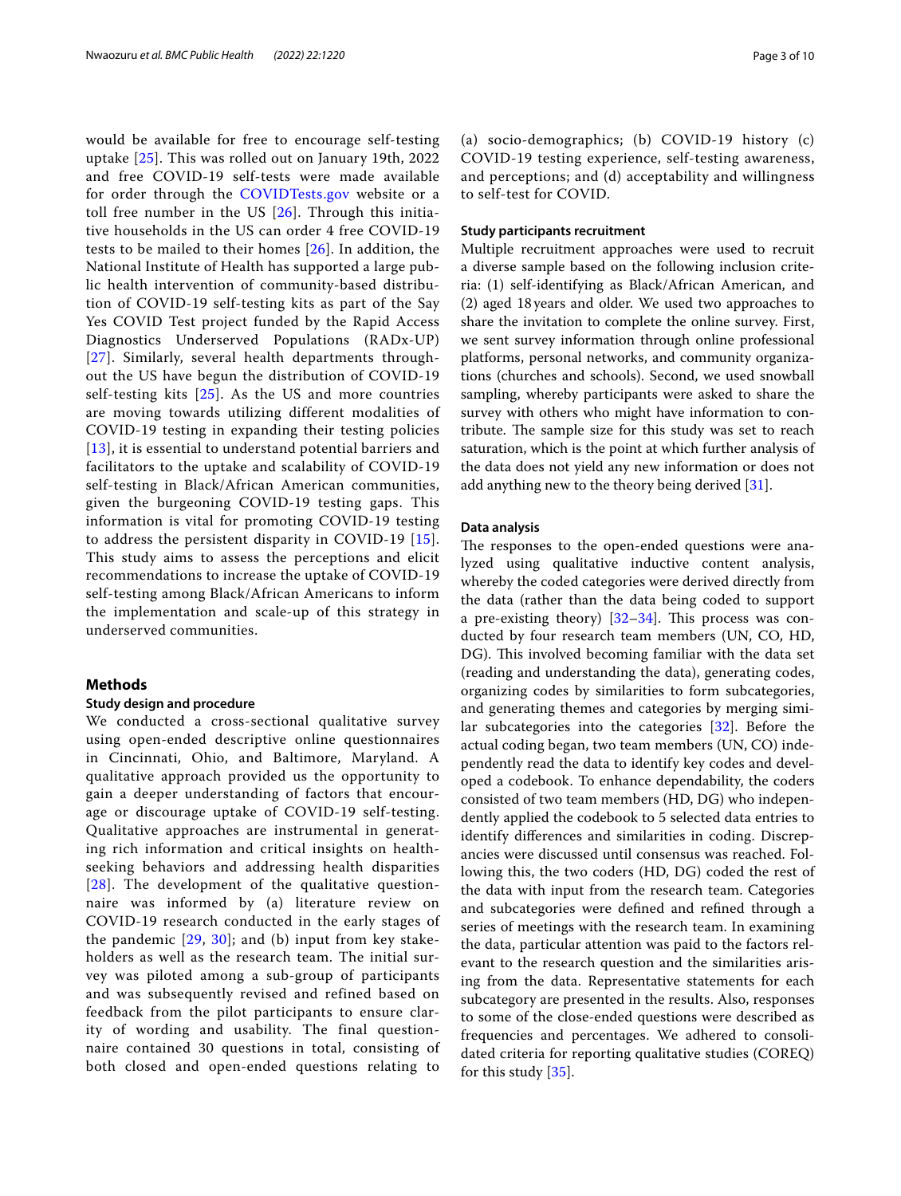would be available for free to encourage self-testing uptake [25]. This was rolled out on January 19th, 2022 and free COVID-19 self-tests were made available for order through the COVIDTests.gov website or a toll free number in the US [26]. Through this initiative households in the US can order 4 free COVID-19 tests to be mailed to their homes [26]. In addition, the National Institute of Health has supported a large public health intervention of community-based distribution of COVID-19 self-testing kits as part of the Say Yes COVID Test project funded by the Rapid Access Diagnostics Underserved Populations (RADx-UP) [27]. Similarly, several health departments throughout the US have begun the distribution of COVID-19 self-testing kits [25]. As the US and more countries are moving towards utilizing different modalities of COVID-19 testing in expanding their testing policies [13], it is essential to understand potential barriers and facilitators to the uptake and scalability of COVID-19 self-testing in Black/African American communities, given the burgeoning COVID-19 testing gaps. This information is vital for promoting COVID-19 testing to address the persistent disparity in COVID-19 [15]. This study aims to assess the perceptions and elicit recommendations to increase the uptake of COVID-19 self-testing among Black/African Americans to inform the implementation and scale-up of this strategy in underserved communities.

## Methods

### Study design and procedure

We conducted a cross-sectional qualitative survey using open-ended descriptive online questionnaires in Cincinnati, Ohio, and Baltimore, Maryland. A qualitative approach provided us the opportunity to gain a deeper understanding of factors that encourage or discourage uptake of COVID-19 self-testing. Qualitative approaches are instrumental in generating rich information and critical insights on health-seeking behaviors and addressing health disparities [28]. The development of the qualitative questionnaire was informed by (a) literature review on COVID-19 research conducted in the early stages of the pandemic [29, 30]; and (b) input from key stakeholders as well as the research team. The initial survey was piloted among a sub-group of participants and was subsequently revised and refined based on feedback from the pilot participants to ensure clarity of wording and usability. The final questionnaire contained 30 questions in total, consisting of both closed and open-ended questions relating to (a) socio-demographics; (b) COVID-19 history (c) COVID-19 testing experience, self-testing awareness, and perceptions; and (d) acceptability and willingness to self-test for COVID.

### Study participants recruitment

Multiple recruitment approaches were used to recruit a diverse sample based on the following inclusion criteria: (1) self-identifying as Black/African American, and (2) aged 18 years and older. We used two approaches to share the invitation to complete the online survey. First, we sent survey information through online professional platforms, personal networks, and community organizations (churches and schools). Second, we used snowball sampling, whereby participants were asked to share the survey with others who might have information to contribute. The sample size for this study was set to reach saturation, which is the point at which further analysis of the data does not yield any new information or does not add anything new to the theory being derived [31].

### Data analysis

The responses to the open-ended questions were analyzed using qualitative inductive content analysis, whereby the coded categories were derived directly from the data (rather than the data being coded to support a pre-existing theory) [32–34]. This process was conducted by four research team members (UN, CO, HD, DG). This involved becoming familiar with the data set (reading and understanding the data), generating codes, organizing codes by similarities to form subcategories, and generating themes and categories by merging similar subcategories into the categories [32]. Before the actual coding began, two team members (UN, CO) independently read the data to identify key codes and developed a codebook. To enhance dependability, the coders consisted of two team members (HD, DG) who independently applied the codebook to 5 selected data entries to identify differences and similarities in coding. Discrepancies were discussed until consensus was reached. Following this, the two coders (HD, DG) coded the rest of the data with input from the research team. Categories and subcategories were defined and refined through a series of meetings with the research team. In examining the data, particular attention was paid to the factors relevant to the research question and the similarities arising from the data. Representative statements for each subcategory are presented in the results. Also, responses to some of the close-ended questions were described as frequencies and percentages. We adhered to consolidated criteria for reporting qualitative studies (COREQ) for this study [35].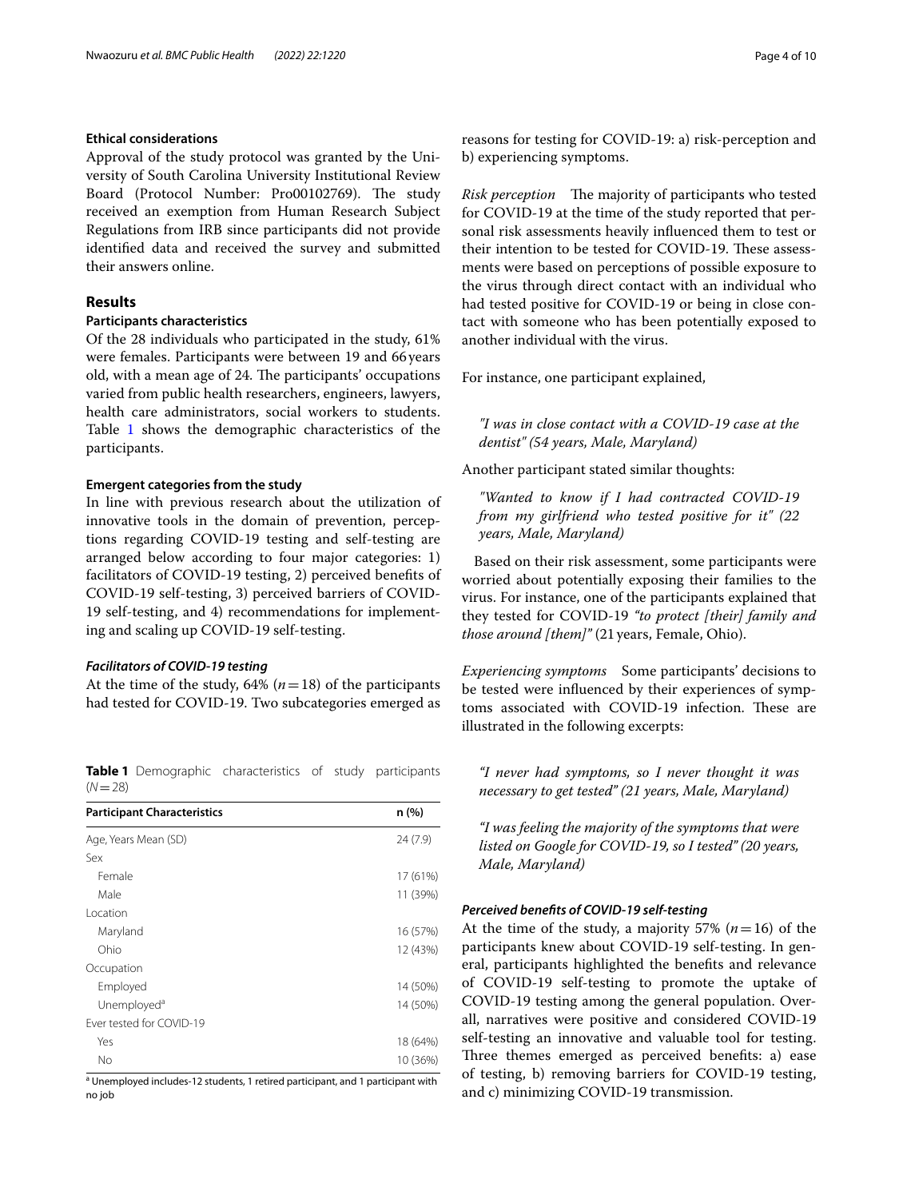### Ethical considerations

Approval of the study protocol was granted by the University of South Carolina University Institutional Review Board (Protocol Number: Pro00102769). The study received an exemption from Human Research Subject Regulations from IRB since participants did not provide identified data and received the survey and submitted their answers online.

## Results

### Participants characteristics

Of the 28 individuals who participated in the study, 61% were females. Participants were between 19 and 66 years old, with a mean age of 24. The participants' occupations varied from public health researchers, engineers, lawyers, health care administrators, social workers to students. Table 1 shows the demographic characteristics of the participants.

**Table 1** Demographic characteristics of study participants ($N=28$)

| Participant Characteristics | n (%) |
|---|---|
| Age, Years Mean (SD) | 24 (7.9) |
| Sex | |
| Female | 17 (61%) |
| Male | 11 (39%) |
| Location | |
| Maryland | 16 (57%) |
| Ohio | 12 (43%) |
| Occupation | |
| Employed | 14 (50%) |
| Unemployed[a] | 14 (50%) |
| Ever tested for COVID-19 | |
| Yes | 18 (64%) |
| No | 10 (36%) |

[a] Unemployed includes-12 students, 1 retired participant, and 1 participant with no job

### Emergent categories from the study

In line with previous research about the utilization of innovative tools in the domain of prevention, perceptions regarding COVID-19 testing and self-testing are arranged below according to four major categories: 1) facilitators of COVID-19 testing, 2) perceived benefits of COVID-19 self-testing, 3) perceived barriers of COVID-19 self-testing, and 4) recommendations for implementing and scaling up COVID-19 self-testing.

#### *Facilitators of COVID-19 testing*

At the time of the study, 64% ($n=18$) of the participants had tested for COVID-19. Two subcategories emerged as reasons for testing for COVID-19: a) risk-perception and b) experiencing symptoms.

*Risk perception* The majority of participants who tested for COVID-19 at the time of the study reported that personal risk assessments heavily influenced them to test or their intention to be tested for COVID-19. These assessments were based on perceptions of possible exposure to the virus through direct contact with an individual who had tested positive for COVID-19 or being in close contact with someone who has been potentially exposed to another individual with the virus.

For instance, one participant explained,

> *"I was in close contact with a COVID-19 case at the dentist" (54 years, Male, Maryland)*

Another participant stated similar thoughts:

> *"Wanted to know if I had contracted COVID-19 from my girlfriend who tested positive for it" (22 years, Male, Maryland)*

Based on their risk assessment, some participants were worried about potentially exposing their families to the virus. For instance, one of the participants explained that they tested for COVID-19 *"to protect [their] family and those around [them]"* (21 years, Female, Ohio).

*Experiencing symptoms* Some participants' decisions to be tested were influenced by their experiences of symptoms associated with COVID-19 infection. These are illustrated in the following excerpts:

> *"I never had symptoms, so I never thought it was necessary to get tested" (21 years, Male, Maryland)*

> *"I was feeling the majority of the symptoms that were listed on Google for COVID-19, so I tested" (20 years, Male, Maryland)*

#### *Perceived benefits of COVID-19 self-testing*

At the time of the study, a majority 57% ($n=16$) of the participants knew about COVID-19 self-testing. In general, participants highlighted the benefits and relevance of COVID-19 self-testing to promote the uptake of COVID-19 testing among the general population. Overall, narratives were positive and considered COVID-19 self-testing an innovative and valuable tool for testing. Three themes emerged as perceived benefits: a) ease of testing, b) removing barriers for COVID-19 testing, and c) minimizing COVID-19 transmission.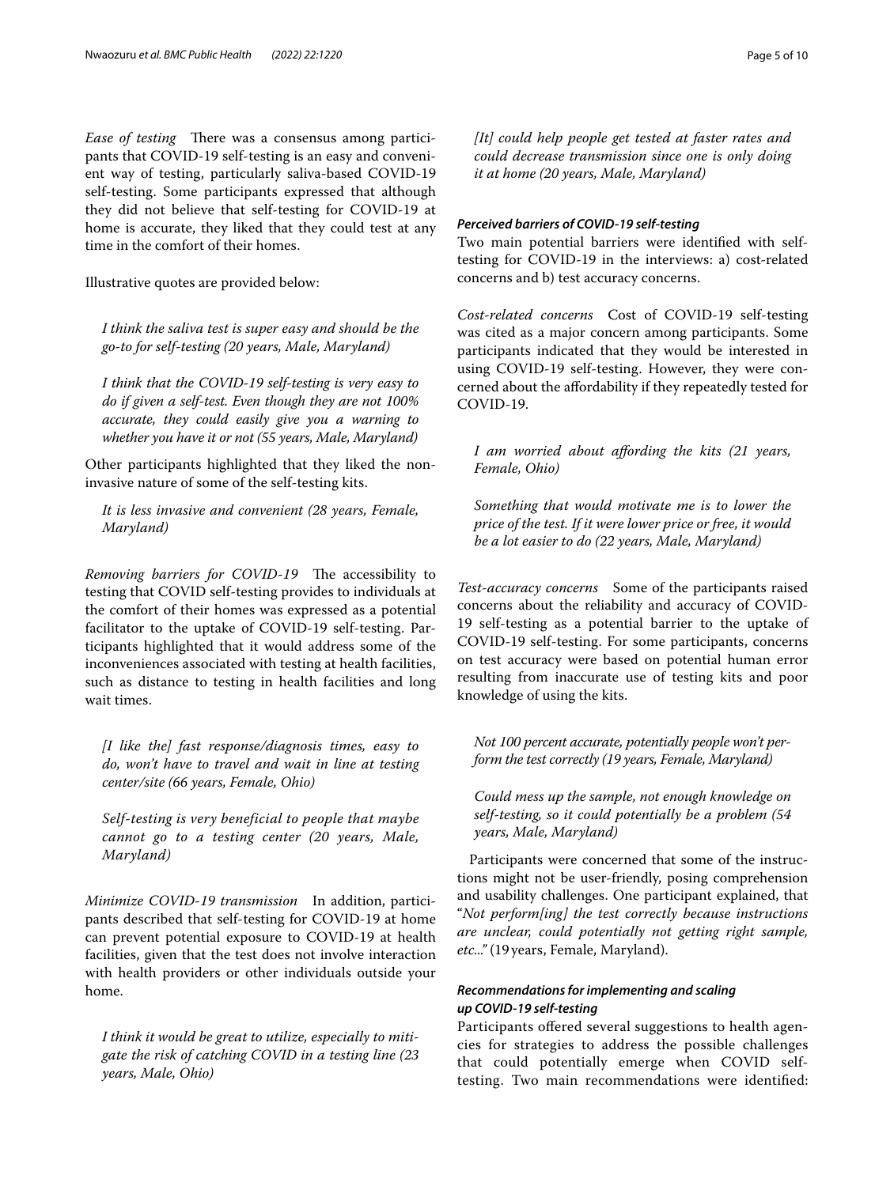*Ease of testing* There was a consensus among participants that COVID-19 self-testing is an easy and convenient way of testing, particularly saliva-based COVID-19 self-testing. Some participants expressed that although they did not believe that self-testing for COVID-19 at home is accurate, they liked that they could test at any time in the comfort of their homes.

Illustrative quotes are provided below:

> *I think the saliva test is super easy and should be the go-to for self-testing (20 years, Male, Maryland)*

> *I think that the COVID-19 self-testing is very easy to do if given a self-test. Even though they are not 100% accurate, they could easily give you a warning to whether you have it or not (55 years, Male, Maryland)*

Other participants highlighted that they liked the non-invasive nature of some of the self-testing kits.

> *It is less invasive and convenient (28 years, Female, Maryland)*

*Removing barriers for COVID-19* The accessibility to testing that COVID self-testing provides to individuals at the comfort of their homes was expressed as a potential facilitator to the uptake of COVID-19 self-testing. Participants highlighted that it would address some of the inconveniences associated with testing at health facilities, such as distance to testing in health facilities and long wait times.

> *[I like the] fast response/diagnosis times, easy to do, won't have to travel and wait in line at testing center/site (66 years, Female, Ohio)*

> *Self-testing is very beneficial to people that maybe cannot go to a testing center (20 years, Male, Maryland)*

*Minimize COVID-19 transmission* In addition, participants described that self-testing for COVID-19 at home can prevent potential exposure to COVID-19 at health facilities, given that the test does not involve interaction with health providers or other individuals outside your home.

> *I think it would be great to utilize, especially to mitigate the risk of catching COVID in a testing line (23 years, Male, Ohio)*

> *[It] could help people get tested at faster rates and could decrease transmission since one is only doing it at home (20 years, Male, Maryland)*

#### Perceived barriers of COVID-19 self-testing

Two main potential barriers were identified with self-testing for COVID-19 in the interviews: a) cost-related concerns and b) test accuracy concerns.

*Cost-related concerns* Cost of COVID-19 self-testing was cited as a major concern among participants. Some participants indicated that they would be interested in using COVID-19 self-testing. However, they were concerned about the affordability if they repeatedly tested for COVID-19.

> *I am worried about affording the kits (21 years, Female, Ohio)*

> *Something that would motivate me is to lower the price of the test. If it were lower price or free, it would be a lot easier to do (22 years, Male, Maryland)*

*Test-accuracy concerns* Some of the participants raised concerns about the reliability and accuracy of COVID-19 self-testing as a potential barrier to the uptake of COVID-19 self-testing. For some participants, concerns on test accuracy were based on potential human error resulting from inaccurate use of testing kits and poor knowledge of using the kits.

> *Not 100 percent accurate, potentially people won't perform the test correctly (19 years, Female, Maryland)*

> *Could mess up the sample, not enough knowledge on self-testing, so it could potentially be a problem (54 years, Male, Maryland)*

Participants were concerned that some of the instructions might not be user-friendly, posing comprehension and usability challenges. One participant explained, that "*Not perform[ing] the test correctly because instructions are unclear, could potentially not getting right sample, etc...*" (19 years, Female, Maryland).

#### Recommendations for implementing and scaling up COVID-19 self-testing

Participants offered several suggestions to health agencies for strategies to address the possible challenges that could potentially emerge when COVID self-testing. Two main recommendations were identified: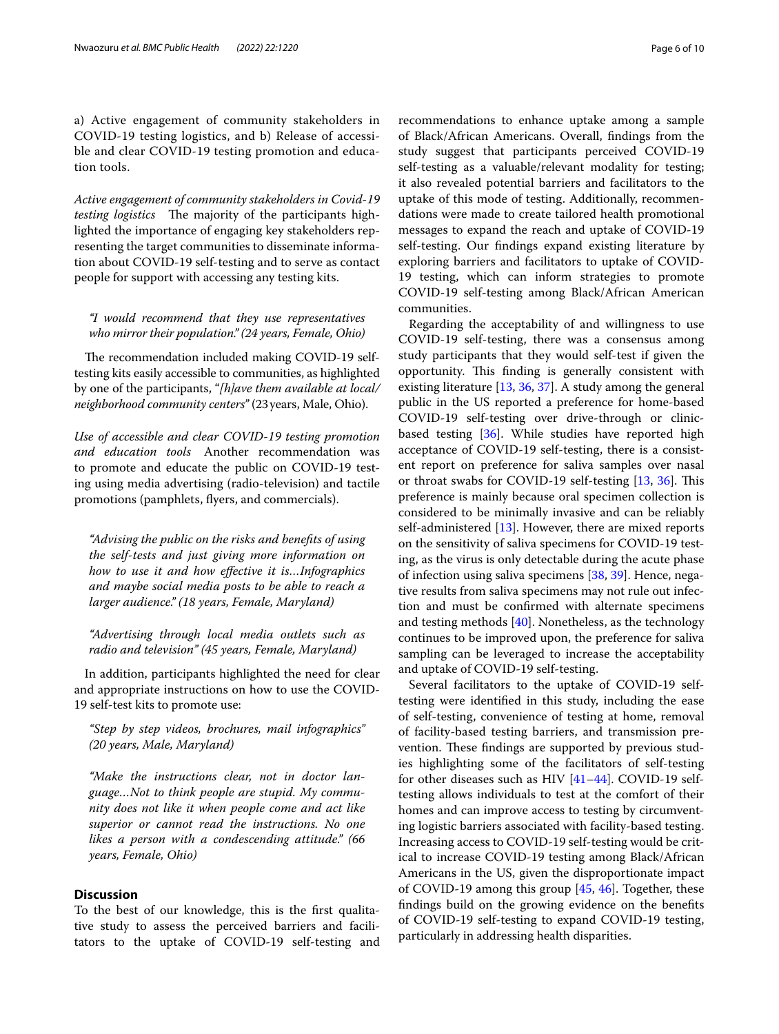a) Active engagement of community stakeholders in COVID-19 testing logistics, and b) Release of accessible and clear COVID-19 testing promotion and education tools.

*Active engagement of community stakeholders in Covid-19 testing logistics* The majority of the participants highlighted the importance of engaging key stakeholders representing the target communities to disseminate information about COVID-19 self-testing and to serve as contact people for support with accessing any testing kits.

> *"I would recommend that they use representatives who mirror their population." (24 years, Female, Ohio)*

The recommendation included making COVID-19 self-testing kits easily accessible to communities, as highlighted by one of the participants, *"[h]ave them available at local/neighborhood community centers"* (23 years, Male, Ohio).

*Use of accessible and clear COVID-19 testing promotion and education tools* Another recommendation was to promote and educate the public on COVID-19 testing using media advertising (radio-television) and tactile promotions (pamphlets, flyers, and commercials).

> *"Advising the public on the risks and benefits of using the self-tests and just giving more information on how to use it and how effective it is…Infographics and maybe social media posts to be able to reach a larger audience." (18 years, Female, Maryland)*

> *"Advertising through local media outlets such as radio and television" (45 years, Female, Maryland)*

In addition, participants highlighted the need for clear and appropriate instructions on how to use the COVID-19 self-test kits to promote use:

> *"Step by step videos, brochures, mail infographics" (20 years, Male, Maryland)*

> *"Make the instructions clear, not in doctor language…Not to think people are stupid. My community does not like it when people come and act like superior or cannot read the instructions. No one likes a person with a condescending attitude." (66 years, Female, Ohio)*

## Discussion

To the best of our knowledge, this is the first qualitative study to assess the perceived barriers and facilitators to the uptake of COVID-19 self-testing and recommendations to enhance uptake among a sample of Black/African Americans. Overall, findings from the study suggest that participants perceived COVID-19 self-testing as a valuable/relevant modality for testing; it also revealed potential barriers and facilitators to the uptake of this mode of testing. Additionally, recommendations were made to create tailored health promotional messages to expand the reach and uptake of COVID-19 self-testing. Our findings expand existing literature by exploring barriers and facilitators to uptake of COVID-19 testing, which can inform strategies to promote COVID-19 self-testing among Black/African American communities.

Regarding the acceptability of and willingness to use COVID-19 self-testing, there was a consensus among study participants that they would self-test if given the opportunity. This finding is generally consistent with existing literature [13, 36, 37]. A study among the general public in the US reported a preference for home-based COVID-19 self-testing over drive-through or clinic-based testing [36]. While studies have reported high acceptance of COVID-19 self-testing, there is a consistent report on preference for saliva samples over nasal or throat swabs for COVID-19 self-testing [13, 36]. This preference is mainly because oral specimen collection is considered to be minimally invasive and can be reliably self-administered [13]. However, there are mixed reports on the sensitivity of saliva specimens for COVID-19 testing, as the virus is only detectable during the acute phase of infection using saliva specimens [38, 39]. Hence, negative results from saliva specimens may not rule out infection and must be confirmed with alternate specimens and testing methods [40]. Nonetheless, as the technology continues to be improved upon, the preference for saliva sampling can be leveraged to increase the acceptability and uptake of COVID-19 self-testing.

Several facilitators to the uptake of COVID-19 self-testing were identified in this study, including the ease of self-testing, convenience of testing at home, removal of facility-based testing barriers, and transmission prevention. These findings are supported by previous studies highlighting some of the facilitators of self-testing for other diseases such as HIV [41–44]. COVID-19 self-testing allows individuals to test at the comfort of their homes and can improve access to testing by circumventing logistic barriers associated with facility-based testing. Increasing access to COVID-19 self-testing would be critical to increase COVID-19 testing among Black/African Americans in the US, given the disproportionate impact of COVID-19 among this group [45, 46]. Together, these findings build on the growing evidence on the benefits of COVID-19 self-testing to expand COVID-19 testing, particularly in addressing health disparities.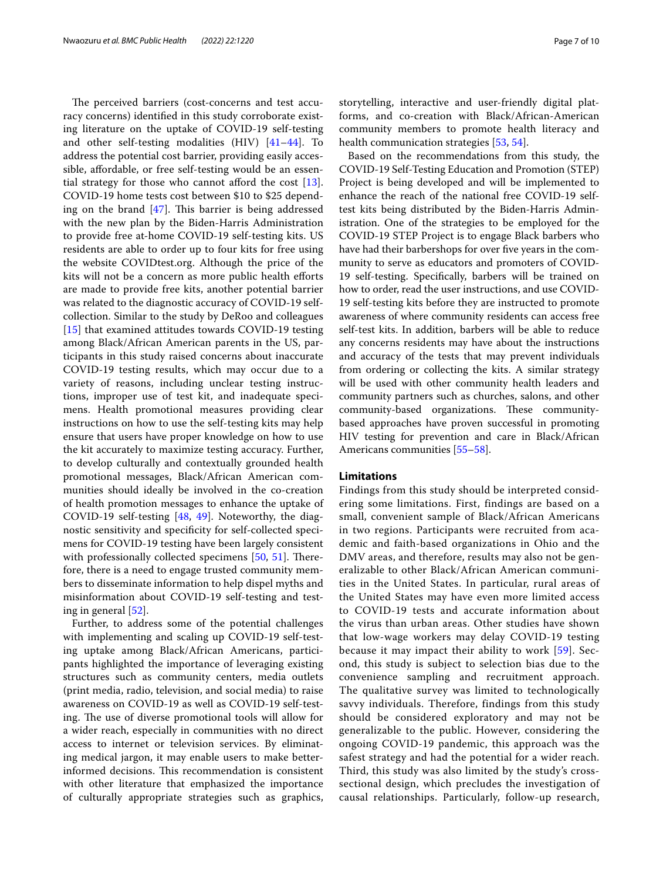The perceived barriers (cost-concerns and test accuracy concerns) identified in this study corroborate existing literature on the uptake of COVID-19 self-testing and other self-testing modalities (HIV) [41–44]. To address the potential cost barrier, providing easily accessible, affordable, or free self-testing would be an essential strategy for those who cannot afford the cost [13]. COVID-19 home tests cost between $10 to $25 depending on the brand [47]. This barrier is being addressed with the new plan by the Biden-Harris Administration to provide free at-home COVID-19 self-testing kits. US residents are able to order up to four kits for free using the website COVIDtest.org. Although the price of the kits will not be a concern as more public health efforts are made to provide free kits, another potential barrier was related to the diagnostic accuracy of COVID-19 self-collection. Similar to the study by DeRoo and colleagues [15] that examined attitudes towards COVID-19 testing among Black/African American parents in the US, participants in this study raised concerns about inaccurate COVID-19 testing results, which may occur due to a variety of reasons, including unclear testing instructions, improper use of test kit, and inadequate specimens. Health promotional measures providing clear instructions on how to use the self-testing kits may help ensure that users have proper knowledge on how to use the kit accurately to maximize testing accuracy. Further, to develop culturally and contextually grounded health promotional messages, Black/African American communities should ideally be involved in the co-creation of health promotion messages to enhance the uptake of COVID-19 self-testing [48, 49]. Noteworthy, the diagnostic sensitivity and specificity for self-collected specimens for COVID-19 testing have been largely consistent with professionally collected specimens [50, 51]. Therefore, there is a need to engage trusted community members to disseminate information to help dispel myths and misinformation about COVID-19 self-testing and testing in general [52].

Further, to address some of the potential challenges with implementing and scaling up COVID-19 self-testing uptake among Black/African Americans, participants highlighted the importance of leveraging existing structures such as community centers, media outlets (print media, radio, television, and social media) to raise awareness on COVID-19 as well as COVID-19 self-testing. The use of diverse promotional tools will allow for a wider reach, especially in communities with no direct access to internet or television services. By eliminating medical jargon, it may enable users to make better-informed decisions. This recommendation is consistent with other literature that emphasized the importance of culturally appropriate strategies such as graphics, storytelling, interactive and user-friendly digital platforms, and co-creation with Black/African-American community members to promote health literacy and health communication strategies [53, 54].

Based on the recommendations from this study, the COVID-19 Self-Testing Education and Promotion (STEP) Project is being developed and will be implemented to enhance the reach of the national free COVID-19 self-test kits being distributed by the Biden-Harris Administration. One of the strategies to be employed for the COVID-19 STEP Project is to engage Black barbers who have had their barbershops for over five years in the community to serve as educators and promoters of COVID-19 self-testing. Specifically, barbers will be trained on how to order, read the user instructions, and use COVID-19 self-testing kits before they are instructed to promote awareness of where community residents can access free self-test kits. In addition, barbers will be able to reduce any concerns residents may have about the instructions and accuracy of the tests that may prevent individuals from ordering or collecting the kits. A similar strategy will be used with other community health leaders and community partners such as churches, salons, and other community-based organizations. These community-based approaches have proven successful in promoting HIV testing for prevention and care in Black/African Americans communities [55–58].

## Limitations

Findings from this study should be interpreted considering some limitations. First, findings are based on a small, convenient sample of Black/African Americans in two regions. Participants were recruited from academic and faith-based organizations in Ohio and the DMV areas, and therefore, results may also not be generalizable to other Black/African American communities in the United States. In particular, rural areas of the United States may have even more limited access to COVID-19 tests and accurate information about the virus than urban areas. Other studies have shown that low-wage workers may delay COVID-19 testing because it may impact their ability to work [59]. Second, this study is subject to selection bias due to the convenience sampling and recruitment approach. The qualitative survey was limited to technologically savvy individuals. Therefore, findings from this study should be considered exploratory and may not be generalizable to the public. However, considering the ongoing COVID-19 pandemic, this approach was the safest strategy and had the potential for a wider reach. Third, this study was also limited by the study's cross-sectional design, which precludes the investigation of causal relationships. Particularly, follow-up research,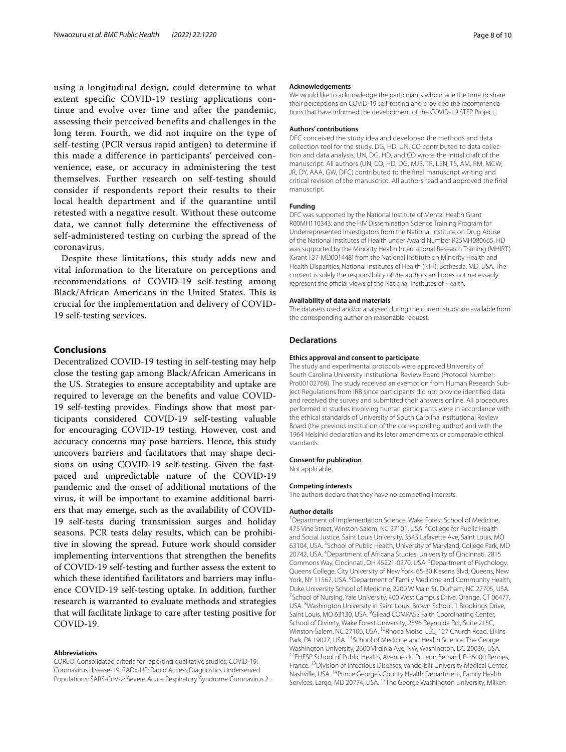using a longitudinal design, could determine to what extent specific COVID-19 testing applications continue and evolve over time and after the pandemic, assessing their perceived benefits and challenges in the long term. Fourth, we did not inquire on the type of self-testing (PCR versus rapid antigen) to determine if this made a difference in participants' perceived convenience, ease, or accuracy in administering the test themselves. Further research on self-testing should consider if respondents report their results to their local health department and if the quarantine until retested with a negative result. Without these outcome data, we cannot fully determine the effectiveness of self-administered testing on curbing the spread of the coronavirus.

Despite these limitations, this study adds new and vital information to the literature on perceptions and recommendations of COVID-19 self-testing among Black/African Americans in the United States. This is crucial for the implementation and delivery of COVID-19 self-testing services.

## Conclusions

Decentralized COVID-19 testing in self-testing may help close the testing gap among Black/African Americans in the US. Strategies to ensure acceptability and uptake are required to leverage on the benefits and value COVID-19 self-testing provides. Findings show that most participants considered COVID-19 self-testing valuable for encouraging COVID-19 testing. However, cost and accuracy concerns may pose barriers. Hence, this study uncovers barriers and facilitators that may shape decisions on using COVID-19 self-testing. Given the fast-paced and unpredictable nature of the COVID-19 pandemic and the onset of additional mutations of the virus, it will be important to examine additional barriers that may emerge, such as the availability of COVID-19 self-tests during transmission surges and holiday seasons. PCR tests delay results, which can be prohibitive in slowing the spread. Future work should consider implementing interventions that strengthen the benefits of COVID-19 self-testing and further assess the extent to which these identified facilitators and barriers may influence COVID-19 self-testing uptake. In addition, further research is warranted to evaluate methods and strategies that will facilitate linkage to care after testing positive for COVID-19.

#### Abbreviations

COREQ: Consolidated criteria for reporting qualitative studies; COVID-19: Coronavirus disease-19; RADx-UP: Rapid Access Diagnostics Underserved Populations; SARS-CoV-2: Severe Acute Respiratory Syndrome Coronavirus 2.

#### Acknowledgements

We would like to acknowledge the participants who made the time to share their perceptions on COVID-19 self-testing and provided the recommendations that have informed the development of the COVID-19 STEP Project.

#### Authors' contributions

DFC conceived the study idea and developed the methods and data collection tool for the study. DG, HD, UN, CO contributed to data collection and data analysis. UN, DG, HD, and CO wrote the initial draft of the manuscript. All authors (UN, CO, HD, DG, MJB, TR, LEN, TS, AM, RM, MCW, JR, DY, AAA, GW, DFC) contributed to the final manuscript writing and critical revision of the manuscript. All authors read and approved the final manuscript.

#### Funding

DFC was supported by the National Institute of Mental Health Grant R00MH110343: and the HIV Dissemination Science Training Program for Underrepresented Investigators from the National Institute on Drug Abuse of the National Institutes of Health under Award Number R25MH080665. HD was supported by the Minority Health International Research Training (MHIRT) (Grant T37-MD001448) from the National Institute on Minority Health and Health Disparities, National Institutes of Health (NIH), Bethesda, MD, USA. The content is solely the responsibility of the authors and does not necessarily represent the official views of the National Institutes of Health.

#### Availability of data and materials

The datasets used and/or analysed during the current study are available from the corresponding author on reasonable request.

### Declarations

#### Ethics approval and consent to participate

The study and experimental protocols were approved University of South Carolina University Institutional Review Board (Protocol Number: Pro00102769). The study received an exemption from Human Research Subject Regulations from IRB since participants did not provide identified data and received the survey and submitted their answers online. All procedures performed in studies involving human participants were in accordance with the ethical standards of University of South Carolina Institutional Review Board (the previous institution of the corresponding author) and with the 1964 Helsinki declaration and its later amendments or comparable ethical standards.

#### Consent for publication

Not applicable.

#### Competing interests

The authors declare that they have no competing interests.

#### Author details

[1]Department of Implementation Science, Wake Forest School of Medicine, 475 Vine Street, Winston-Salem, NC 27101, USA. [2]College for Public Health and Social Justice, Saint Louis University, 3545 Lafayette Ave, Saint Louis, MO 63104, USA. [3]School of Public Health, University of Maryland, College Park, MD 20742, USA. [4]Department of Africana Studies, University of Cincinnati, 2815 Commons Way, Cincinnati, OH 45221-0370, USA. [5]Department of Psychology, Queens College, City University of New York, 65-30 Kissena Blvd, Queens, New York, NY 11567, USA. [6]Department of Family Medicine and Community Health, Duke University School of Medicine, 2200 W Main St, Durham, NC 27705, USA. [7]School of Nursing, Yale University, 400 West Campus Drive, Orange, CT 06477, USA. [8]Washington University in Saint Louis, Brown School, 1 Brookings Drive, Saint Louis, MO 63130, USA. [9]Gilead COMPASS Faith Coordinating Center, School of Divinity, Wake Forest University, 2596 Reynolda Rd., Suite 215C, Winston-Salem, NC 27106, USA. [10]Rhoda Moise, LLC, 127 Church Road, Elkins Park, PA 19027, USA. [11]School of Medicine and Health Science, The George Washington University, 2600 Virginia Ave, NW, Washington, DC 20036, USA. [12]EHESP School of Public Health, Avenue du Pr Leon Bernard, F-35000 Rennes, France. [13]Division of Infectious Diseases, Vanderbilt University Medical Center, Nashville, USA. [14]Prince George's County Health Department, Family Health Services, Largo, MD 20774, USA. [15]The George Washington University, Milken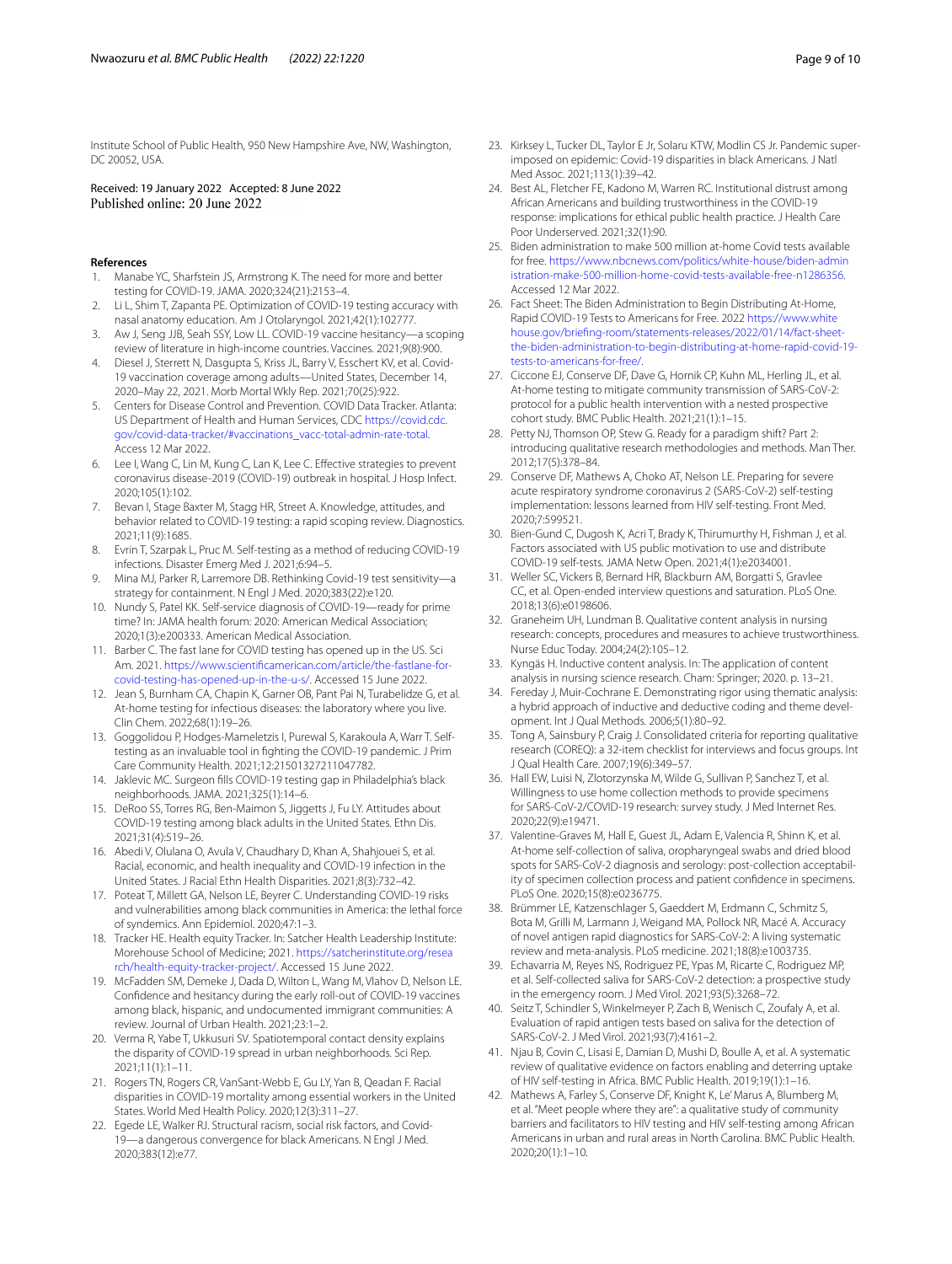Institute School of Public Health, 950 New Hampshire Ave, NW, Washington, DC 20052, USA.

Received: 19 January 2022 Accepted: 8 June 2022
Published online: 20 June 2022

## References

1. Manabe YC, Sharfstein JS, Armstrong K. The need for more and better testing for COVID-19. JAMA. 2020;324(21):2153–4.
2. Li L, Shim T, Zapanta PE. Optimization of COVID-19 testing accuracy with nasal anatomy education. Am J Otolaryngol. 2021;42(1):102777.
3. Aw J, Seng JJB, Seah SSY, Low LL. COVID-19 vaccine hesitancy—a scoping review of literature in high-income countries. Vaccines. 2021;9(8):900.
4. Diesel J, Sterrett N, Dasgupta S, Kriss JL, Barry V, Esschert KV, et al. Covid-19 vaccination coverage among adults—United States, December 14, 2020–May 22, 2021. Morb Mortal Wkly Rep. 2021;70(25):922.
5. Centers for Disease Control and Prevention. COVID Data Tracker. Atlanta: US Department of Health and Human Services, CDC https://covid.cdc.gov/covid-data-tracker/#vaccinations_vacc-total-admin-rate-total. Access 12 Mar 2022.
6. Lee I, Wang C, Lin M, Kung C, Lan K, Lee C. Effective strategies to prevent coronavirus disease-2019 (COVID-19) outbreak in hospital. J Hosp Infect. 2020;105(1):102.
7. Bevan I, Stage Baxter M, Stagg HR, Street A. Knowledge, attitudes, and behavior related to COVID-19 testing: a rapid scoping review. Diagnostics. 2021;11(9):1685.
8. Evrin T, Szarpak L, Pruc M. Self-testing as a method of reducing COVID-19 infections. Disaster Emerg Med J. 2021;6:94–5.
9. Mina MJ, Parker R, Larremore DB. Rethinking Covid-19 test sensitivity—a strategy for containment. N Engl J Med. 2020;383(22):e120.
10. Nundy S, Patel KK. Self-service diagnosis of COVID-19—ready for prime time? In: JAMA health forum: 2020: American Medical Association; 2020;1(3):e200333. American Medical Association.
11. Barber C. The fast lane for COVID testing has opened up in the US. Sci Am. 2021. https://www.scientificamerican.com/article/the-fastlane-for-covid-testing-has-opened-up-in-the-u-s/. Accessed 15 June 2022.
12. Jean S, Burnham CA, Chapin K, Garner OB, Pant Pai N, Turabelidze G, et al. At-home testing for infectious diseases: the laboratory where you live. Clin Chem. 2022;68(1):19–26.
13. Goggolidou P, Hodges-Mameletzis I, Purewal S, Karakoula A, Warr T. Self-testing as an invaluable tool in fighting the COVID-19 pandemic. J Prim Care Community Health. 2021;12:21501327211047782.
14. Jaklevic MC. Surgeon fills COVID-19 testing gap in Philadelphia's black neighborhoods. JAMA. 2021;325(1):14–6.
15. DeRoo SS, Torres RG, Ben-Maimon S, Jiggetts J, Fu LY. Attitudes about COVID-19 testing among black adults in the United States. Ethn Dis. 2021;31(4):519–26.
16. Abedi V, Olulana O, Avula V, Chaudhary D, Khan A, Shahjouei S, et al. Racial, economic, and health inequality and COVID-19 infection in the United States. J Racial Ethn Health Disparities. 2021;8(3):732–42.
17. Poteat T, Millett GA, Nelson LE, Beyrer C. Understanding COVID-19 risks and vulnerabilities among black communities in America: the lethal force of syndemics. Ann Epidemiol. 2020;47:1–3.
18. Tracker HE. Health equity Tracker. In: Satcher Health Leadership Institute: Morehouse School of Medicine; 2021. https://satcherinstitute.org/research/health-equity-tracker-project/. Accessed 15 June 2022.
19. McFadden SM, Demeke J, Dada D, Wilton L, Wang M, Vlahov D, Nelson LE. Confidence and hesitancy during the early roll-out of COVID-19 vaccines among black, hispanic, and undocumented immigrant communities: A review. Journal of Urban Health. 2021;23:1–2.
20. Verma R, Yabe T, Ukkusuri SV. Spatiotemporal contact density explains the disparity of COVID-19 spread in urban neighborhoods. Sci Rep. 2021;11(1):1–11.
21. Rogers TN, Rogers CR, VanSant-Webb E, Gu LY, Yan B, Qeadan F. Racial disparities in COVID-19 mortality among essential workers in the United States. World Med Health Policy. 2020;12(3):311–27.
22. Egede LE, Walker RJ. Structural racism, social risk factors, and Covid-19—a dangerous convergence for black Americans. N Engl J Med. 2020;383(12):e77.
23. Kirksey L, Tucker DL, Taylor E Jr, Solaru KTW, Modlin CS Jr. Pandemic superimposed on epidemic: Covid-19 disparities in black Americans. J Natl Med Assoc. 2021;113(1):39–42.
24. Best AL, Fletcher FE, Kadono M, Warren RC. Institutional distrust among African Americans and building trustworthiness in the COVID-19 response: implications for ethical public health practice. J Health Care Poor Underserved. 2021;32(1):90.
25. Biden administration to make 500 million at-home Covid tests available for free. https://www.nbcnews.com/politics/white-house/biden-administration-make-500-million-home-covid-tests-available-free-n1286356. Accessed 12 Mar 2022.
26. Fact Sheet: The Biden Administration to Begin Distributing At-Home, Rapid COVID-19 Tests to Americans for Free. 2022 https://www.whitehouse.gov/briefing-room/statements-releases/2022/01/14/fact-sheet-the-biden-administration-to-begin-distributing-at-home-rapid-covid-19-tests-to-americans-for-free/.
27. Ciccone EJ, Conserve DF, Dave G, Hornik CP, Kuhn ML, Herling JL, et al. At-home testing to mitigate community transmission of SARS-CoV-2: protocol for a public health intervention with a nested prospective cohort study. BMC Public Health. 2021;21(1):1–15.
28. Petty NJ, Thomson OP, Stew G. Ready for a paradigm shift? Part 2: introducing qualitative research methodologies and methods. Man Ther. 2012;17(5):378–84.
29. Conserve DF, Mathews A, Choko AT, Nelson LE. Preparing for severe acute respiratory syndrome coronavirus 2 (SARS-CoV-2) self-testing implementation: lessons learned from HIV self-testing. Front Med. 2020;7:599521.
30. Bien-Gund C, Dugosh K, Acri T, Brady K, Thirumurthy H, Fishman J, et al. Factors associated with US public motivation to use and distribute COVID-19 self-tests. JAMA Netw Open. 2021;4(1):e2034001.
31. Weller SC, Vickers B, Bernard HR, Blackburn AM, Borgatti S, Gravlee CC, et al. Open-ended interview questions and saturation. PLoS One. 2018;13(6):e0198606.
32. Graneheim UH, Lundman B. Qualitative content analysis in nursing research: concepts, procedures and measures to achieve trustworthiness. Nurse Educ Today. 2004;24(2):105–12.
33. Kyngäs H. Inductive content analysis. In: The application of content analysis in nursing science research. Cham: Springer; 2020. p. 13–21.
34. Fereday J, Muir-Cochrane E. Demonstrating rigor using thematic analysis: a hybrid approach of inductive and deductive coding and theme development. Int J Qual Methods. 2006;5(1):80–92.
35. Tong A, Sainsbury P, Craig J. Consolidated criteria for reporting qualitative research (COREQ): a 32-item checklist for interviews and focus groups. Int J Qual Health Care. 2007;19(6):349–57.
36. Hall EW, Luisi N, Zlotorzynska M, Wilde G, Sullivan P, Sanchez T, et al. Willingness to use home collection methods to provide specimens for SARS-CoV-2/COVID-19 research: survey study. J Med Internet Res. 2020;22(9):e19471.
37. Valentine-Graves M, Hall E, Guest JL, Adam E, Valencia R, Shinn K, et al. At-home self-collection of saliva, oropharyngeal swabs and dried blood spots for SARS-CoV-2 diagnosis and serology: post-collection acceptability of specimen collection process and patient confidence in specimens. PLoS One. 2020;15(8):e0236775.
38. Brümmer LE, Katzenschlager S, Gaeddert M, Erdmann C, Schmitz S, Bota M, Grilli M, Larmann J, Weigand MA, Pollock NR, Macé A. Accuracy of novel antigen rapid diagnostics for SARS-CoV-2: A living systematic review and meta-analysis. PLoS medicine. 2021;18(8):e1003735.
39. Echavarria M, Reyes NS, Rodriguez PE, Ypas M, Ricarte C, Rodriguez MP, et al. Self-collected saliva for SARS-CoV-2 detection: a prospective study in the emergency room. J Med Virol. 2021;93(5):3268–72.
40. Seitz T, Schindler S, Winkelmeyer P, Zach B, Wenisch C, Zoufaly A, et al. Evaluation of rapid antigen tests based on saliva for the detection of SARS-CoV-2. J Med Virol. 2021;93(7):4161–2.
41. Njau B, Covin C, Lisasi E, Damian D, Mushi D, Boulle A, et al. A systematic review of qualitative evidence on factors enabling and deterring uptake of HIV self-testing in Africa. BMC Public Health. 2019;19(1):1–16.
42. Mathews A, Farley S, Conserve DF, Knight K, Le' Marus A, Blumberg M, et al. "Meet people where they are": a qualitative study of community barriers and facilitators to HIV testing and HIV self-testing among African Americans in urban and rural areas in North Carolina. BMC Public Health. 2020;20(1):1–10.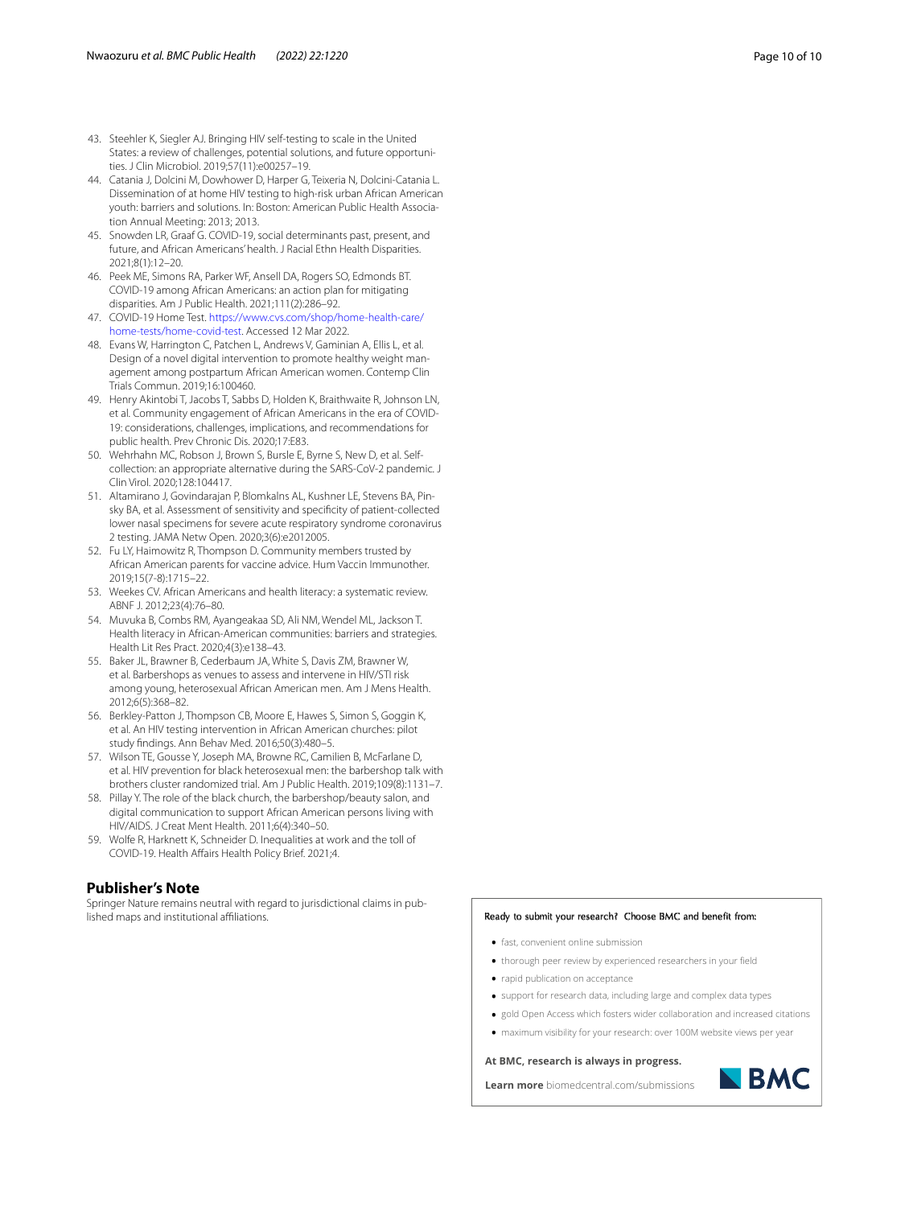43. Steehler K, Siegler AJ. Bringing HIV self-testing to scale in the United States: a review of challenges, potential solutions, and future opportunities. J Clin Microbiol. 2019;57(11):e00257–19.
44. Catania J, Dolcini M, Dowhower D, Harper G, Teixeria N, Dolcini-Catania L. Dissemination of at home HIV testing to high-risk urban African American youth: barriers and solutions. In: Boston: American Public Health Association Annual Meeting: 2013; 2013.
45. Snowden LR, Graaf G. COVID-19, social determinants past, present, and future, and African Americans' health. J Racial Ethn Health Disparities. 2021;8(1):12–20.
46. Peek ME, Simons RA, Parker WF, Ansell DA, Rogers SO, Edmonds BT. COVID-19 among African Americans: an action plan for mitigating disparities. Am J Public Health. 2021;111(2):286–92.
47. COVID-19 Home Test. https://www.cvs.com/shop/home-health-care/home-tests/home-covid-test. Accessed 12 Mar 2022.
48. Evans W, Harrington C, Patchen L, Andrews V, Gaminian A, Ellis L, et al. Design of a novel digital intervention to promote healthy weight management among postpartum African American women. Contemp Clin Trials Commun. 2019;16:100460.
49. Henry Akintobi T, Jacobs T, Sabbs D, Holden K, Braithwaite R, Johnson LN, et al. Community engagement of African Americans in the era of COVID-19: considerations, challenges, implications, and recommendations for public health. Prev Chronic Dis. 2020;17:E83.
50. Wehrhahn MC, Robson J, Brown S, Bursle E, Byrne S, New D, et al. Self-collection: an appropriate alternative during the SARS-CoV-2 pandemic. J Clin Virol. 2020;128:104417.
51. Altamirano J, Govindarajan P, Blomkalns AL, Kushner LE, Stevens BA, Pinsky BA, et al. Assessment of sensitivity and specificity of patient-collected lower nasal specimens for severe acute respiratory syndrome coronavirus 2 testing. JAMA Netw Open. 2020;3(6):e2012005.
52. Fu LY, Haimowitz R, Thompson D. Community members trusted by African American parents for vaccine advice. Hum Vaccin Immunother. 2019;15(7-8):1715–22.
53. Weekes CV. African Americans and health literacy: a systematic review. ABNF J. 2012;23(4):76–80.
54. Muvuka B, Combs RM, Ayangeakaa SD, Ali NM, Wendel ML, Jackson T. Health literacy in African-American communities: barriers and strategies. Health Lit Res Pract. 2020;4(3):e138–43.
55. Baker JL, Brawner B, Cederbaum JA, White S, Davis ZM, Brawner W, et al. Barbershops as venues to assess and intervene in HIV/STI risk among young, heterosexual African American men. Am J Mens Health. 2012;6(5):368–82.
56. Berkley-Patton J, Thompson CB, Moore E, Hawes S, Simon S, Goggin K, et al. An HIV testing intervention in African American churches: pilot study findings. Ann Behav Med. 2016;50(3):480–5.
57. Wilson TE, Gousse Y, Joseph MA, Browne RC, Camilien B, McFarlane D, et al. HIV prevention for black heterosexual men: the barbershop talk with brothers cluster randomized trial. Am J Public Health. 2019;109(8):1131–7.
58. Pillay Y. The role of the black church, the barbershop/beauty salon, and digital communication to support African American persons living with HIV/AIDS. J Creat Ment Health. 2011;6(4):340–50.
59. Wolfe R, Harknett K, Schneider D. Inequalities at work and the toll of COVID-19. Health Affairs Health Policy Brief. 2021;4.

## Publisher's Note

Springer Nature remains neutral with regard to jurisdictional claims in published maps and institutional affiliations.

Ready to submit your research? Choose BMC and benefit from:

- fast, convenient online submission
- thorough peer review by experienced researchers in your field
- rapid publication on acceptance
- support for research data, including large and complex data types
- gold Open Access which fosters wider collaboration and increased citations
- maximum visibility for your research: over 100M website views per year

**At BMC, research is always in progress.**

**Learn more** biomedcentral.com/submissions

BMC